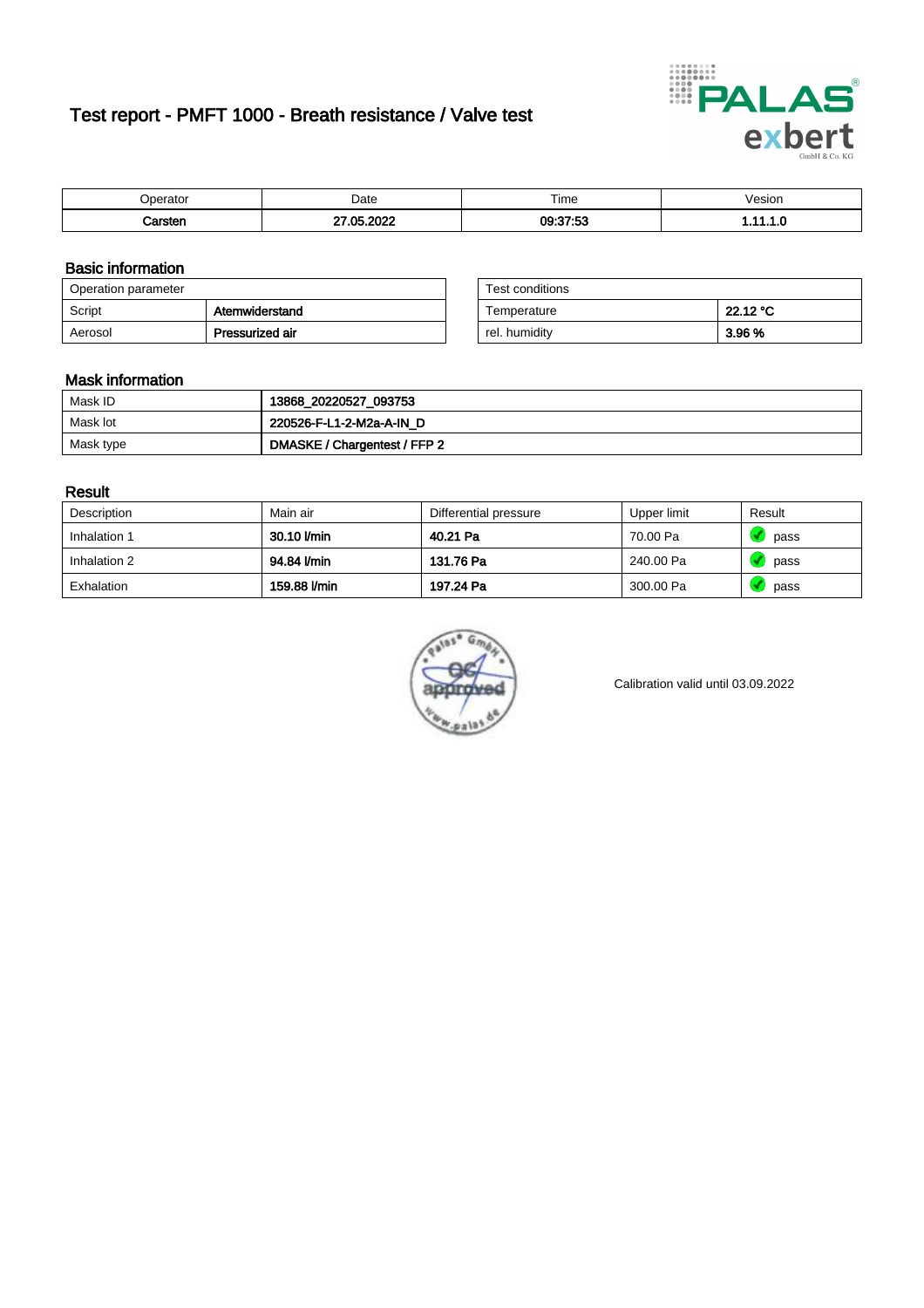# Test report - PMFT 1000 - Breath resistance / Valve test

| Operator | Date | Time | Vesion |
|---|---|---|---|
| **Carsten** | **27.05.2022** | **09:37:53** | **1.11.1.0** |

## Basic information

| Operation parameter | |
|---|---|
| Script | **Atemwiderstand** |
| Aerosol | **Pressurized air** |

| Test conditions | |
|---|---|
| Temperature | **22.12 °C** |
| rel. humidity | **3.96 %** |

## Mask information

| | |
|---|---|
| Mask ID | **13868_20220527_093753** |
| Mask lot | **220526-F-L1-2-M2a-A-IN_D** |
| Mask type | **DMASKE / Chargentest / FFP 2** |

## Result

| Description | Main air | Differential pressure | Upper limit | Result |
|---|---|---|---|---|
| Inhalation 1 | **30.10 l/min** | **40.21 Pa** | 70.00 Pa | pass |
| Inhalation 2 | **94.84 l/min** | **131.76 Pa** | 240.00 Pa | pass |
| Exhalation | **159.88 l/min** | **197.24 Pa** | 300.00 Pa | pass |

Calibration valid until 03.09.2022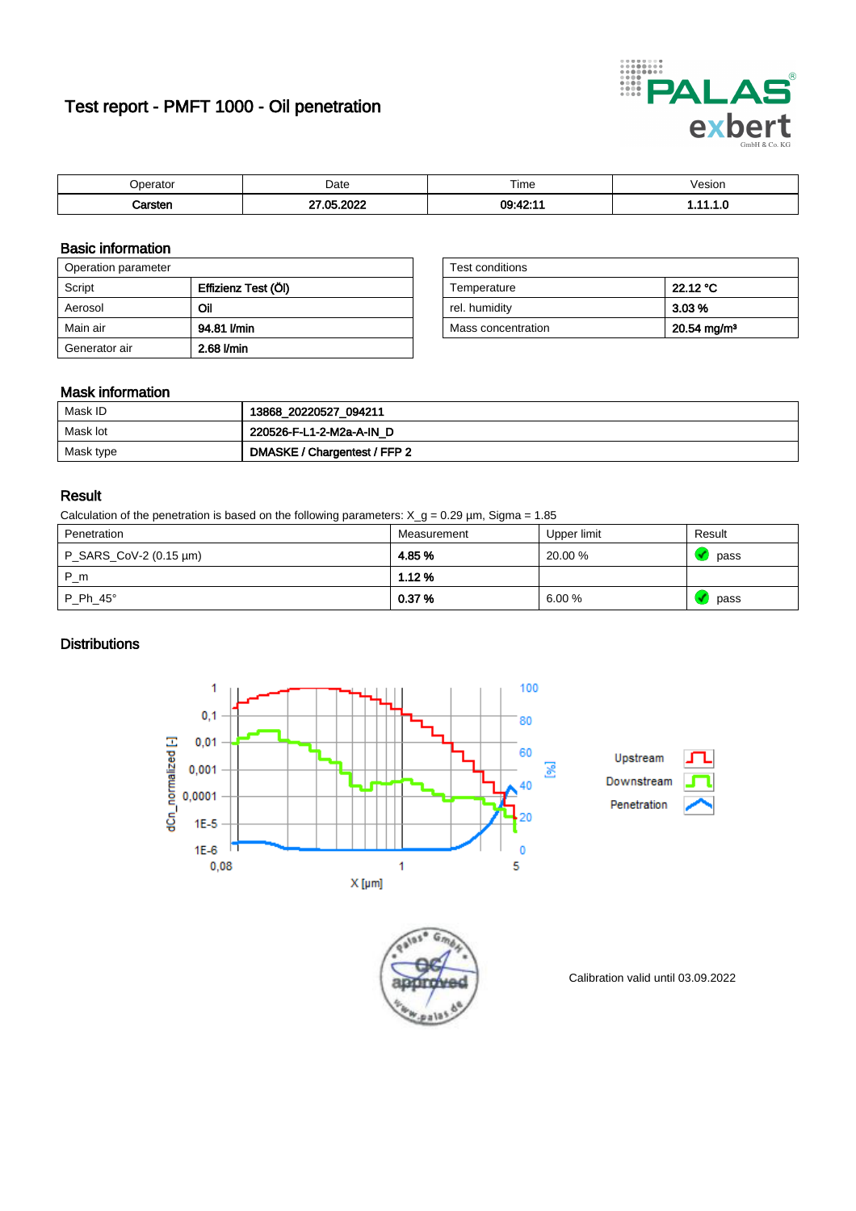# Test report - PMFT 1000 - Oil penetration

PALAS exbert GmbH & Co. KG

| Operator | Date | Time | Vesion |
|---|---|---|---|
| **Carsten** | **27.05.2022** | **09:42:11** | **1.11.1.0** |

## Basic information

| Operation parameter | |
|---|---|
| Script | **Effizienz Test (Öl)** |
| Aerosol | **Oil** |
| Main air | **94.81 l/min** |
| Generator air | **2.68 l/min** |

| Test conditions | |
|---|---|
| Temperature | **22.12 °C** |
| rel. humidity | **3.03 %** |
| Mass concentration | **20.54 mg/m³** |

## Mask information

| | |
|---|---|
| Mask ID | **13868_20220527_094211** |
| Mask lot | **220526-F-L1-2-M2a-A-IN_D** |
| Mask type | **DMASKE / Chargentest / FFP 2** |

## Result

Calculation of the penetration is based on the following parameters: X_g = 0.29 µm, Sigma = 1.85

| Penetration | Measurement | Upper limit | Result |
|---|---|---|---|
| P_SARS_CoV-2 (0.15 µm) | **4.85 %** | 20.00 % | pass |
| P_m | **1.12 %** | | |
| P_Ph_45° | **0.37 %** | 6.00 % | pass |

## Distributions

dCn_normalized [-]
1
0,1
0,01
0,001
0,0001
1E-5
1E-6
0,08
1
5
X [µm]
[%]
100
80
60
40
20
0
Upstream
Downstream
Penetration

Palas® GmbH QC approved www.palas.de

Calibration valid until 03.09.2022